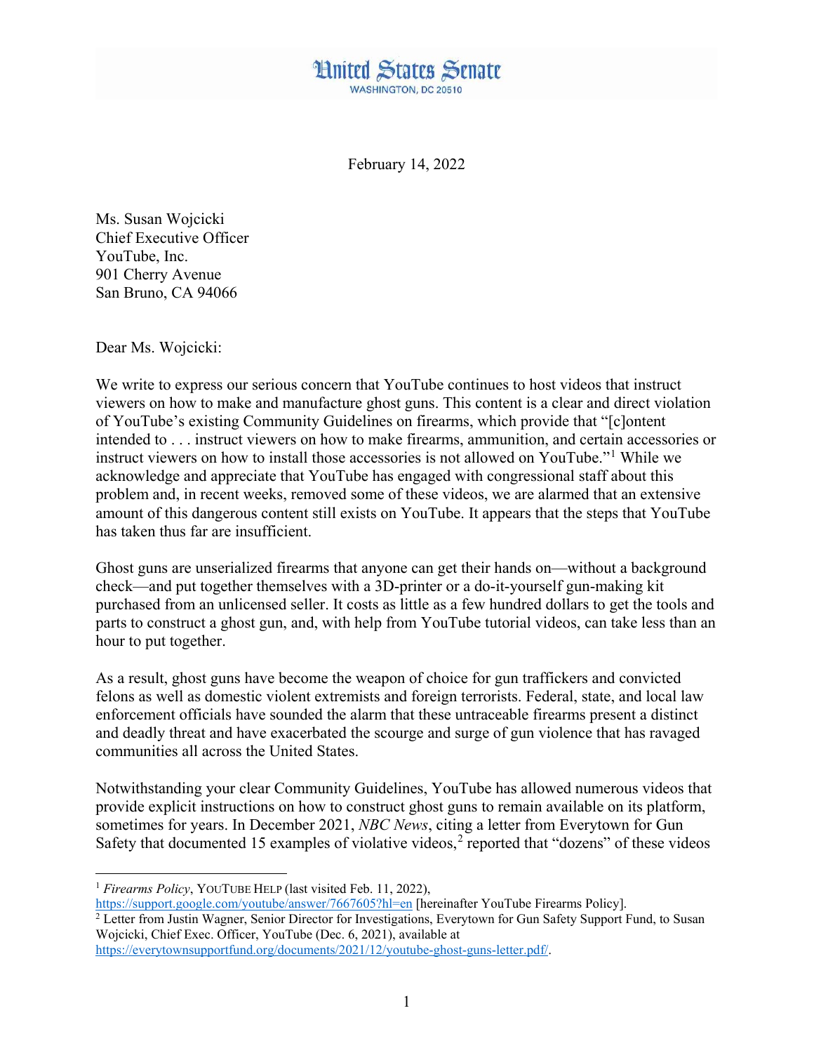# United States Senate

WASHINGTON, DC 20510

February 14, 2022

Ms. Susan Wojcicki
Chief Executive Officer
YouTube, Inc.
901 Cherry Avenue
San Bruno, CA 94066

Dear Ms. Wojcicki:

We write to express our serious concern that YouTube continues to host videos that instruct viewers on how to make and manufacture ghost guns. This content is a clear and direct violation of YouTube's existing Community Guidelines on firearms, which provide that "[c]ontent intended to . . . instruct viewers on how to make firearms, ammunition, and certain accessories or instruct viewers on how to install those accessories is not allowed on YouTube."[1] While we acknowledge and appreciate that YouTube has engaged with congressional staff about this problem and, in recent weeks, removed some of these videos, we are alarmed that an extensive amount of this dangerous content still exists on YouTube. It appears that the steps that YouTube has taken thus far are insufficient.

Ghost guns are unserialized firearms that anyone can get their hands on—without a background check—and put together themselves with a 3D-printer or a do-it-yourself gun-making kit purchased from an unlicensed seller. It costs as little as a few hundred dollars to get the tools and parts to construct a ghost gun, and, with help from YouTube tutorial videos, can take less than an hour to put together.

As a result, ghost guns have become the weapon of choice for gun traffickers and convicted felons as well as domestic violent extremists and foreign terrorists. Federal, state, and local law enforcement officials have sounded the alarm that these untraceable firearms present a distinct and deadly threat and have exacerbated the scourge and surge of gun violence that has ravaged communities all across the United States.

Notwithstanding your clear Community Guidelines, YouTube has allowed numerous videos that provide explicit instructions on how to construct ghost guns to remain available on its platform, sometimes for years. In December 2021, *NBC News*, citing a letter from Everytown for Gun Safety that documented 15 examples of violative videos,[2] reported that "dozens" of these videos

---

[1] *Firearms Policy*, YOUTUBE HELP (last visited Feb. 11, 2022), https://support.google.com/youtube/answer/7667605?hl=en [hereinafter YouTube Firearms Policy].

[2] Letter from Justin Wagner, Senior Director for Investigations, Everytown for Gun Safety Support Fund, to Susan Wojcicki, Chief Exec. Officer, YouTube (Dec. 6, 2021), available at https://everytownsupportfund.org/documents/2021/12/youtube-ghost-guns-letter.pdf/.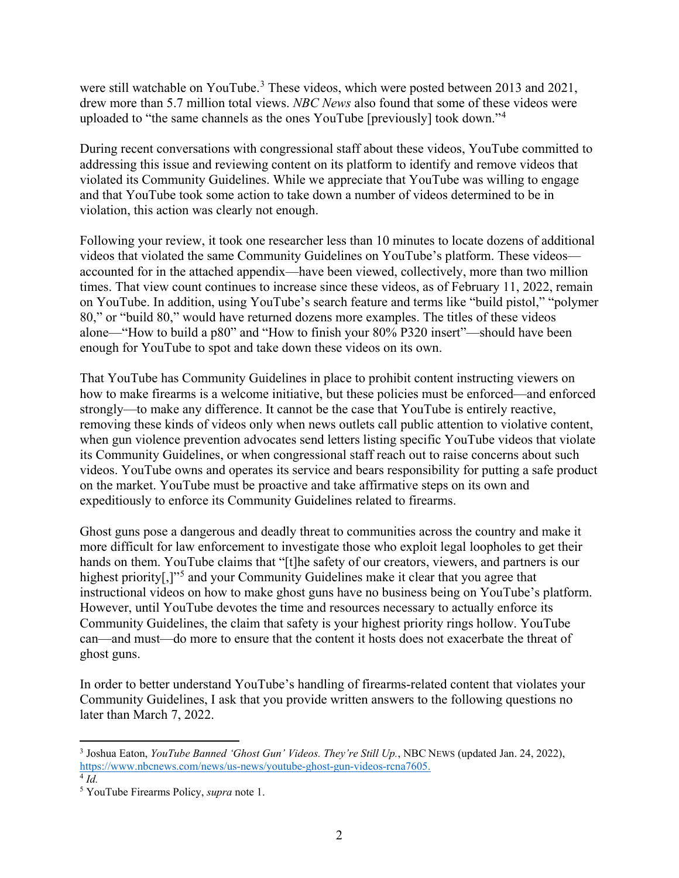were still watchable on YouTube.[3] These videos, which were posted between 2013 and 2021, drew more than 5.7 million total views. *NBC News* also found that some of these videos were uploaded to "the same channels as the ones YouTube [previously] took down."[4]

During recent conversations with congressional staff about these videos, YouTube committed to addressing this issue and reviewing content on its platform to identify and remove videos that violated its Community Guidelines. While we appreciate that YouTube was willing to engage and that YouTube took some action to take down a number of videos determined to be in violation, this action was clearly not enough.

Following your review, it took one researcher less than 10 minutes to locate dozens of additional videos that violated the same Community Guidelines on YouTube's platform. These videos—accounted for in the attached appendix—have been viewed, collectively, more than two million times. That view count continues to increase since these videos, as of February 11, 2022, remain on YouTube. In addition, using YouTube's search feature and terms like "build pistol," "polymer 80," or "build 80," would have returned dozens more examples. The titles of these videos alone—"How to build a p80" and "How to finish your 80% P320 insert"—should have been enough for YouTube to spot and take down these videos on its own.

That YouTube has Community Guidelines in place to prohibit content instructing viewers on how to make firearms is a welcome initiative, but these policies must be enforced—and enforced strongly—to make any difference. It cannot be the case that YouTube is entirely reactive, removing these kinds of videos only when news outlets call public attention to violative content, when gun violence prevention advocates send letters listing specific YouTube videos that violate its Community Guidelines, or when congressional staff reach out to raise concerns about such videos. YouTube owns and operates its service and bears responsibility for putting a safe product on the market. YouTube must be proactive and take affirmative steps on its own and expeditiously to enforce its Community Guidelines related to firearms.

Ghost guns pose a dangerous and deadly threat to communities across the country and make it more difficult for law enforcement to investigate those who exploit legal loopholes to get their hands on them. YouTube claims that "[t]he safety of our creators, viewers, and partners is our highest priority[,]"[5] and your Community Guidelines make it clear that you agree that instructional videos on how to make ghost guns have no business being on YouTube's platform. However, until YouTube devotes the time and resources necessary to actually enforce its Community Guidelines, the claim that safety is your highest priority rings hollow. YouTube can—and must—do more to ensure that the content it hosts does not exacerbate the threat of ghost guns.

In order to better understand YouTube's handling of firearms-related content that violates your Community Guidelines, I ask that you provide written answers to the following questions no later than March 7, 2022.

---

[3] Joshua Eaton, *YouTube Banned 'Ghost Gun' Videos. They're Still Up.*, NBC NEWS (updated Jan. 24, 2022), https://www.nbcnews.com/news/us-news/youtube-ghost-gun-videos-rcna7605.

[4] *Id.*

[5] YouTube Firearms Policy, *supra* note 1.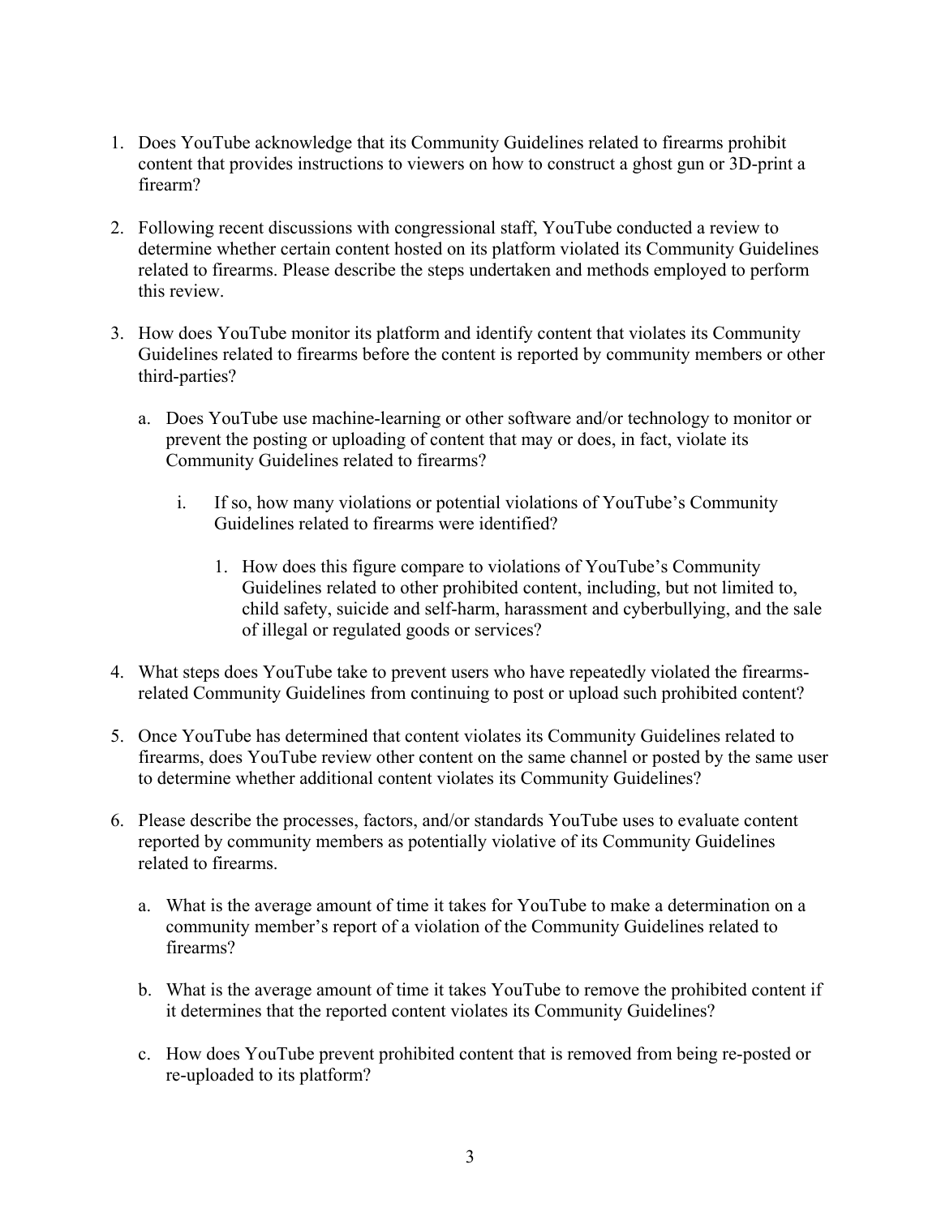1. Does YouTube acknowledge that its Community Guidelines related to firearms prohibit content that provides instructions to viewers on how to construct a ghost gun or 3D-print a firearm?

2. Following recent discussions with congressional staff, YouTube conducted a review to determine whether certain content hosted on its platform violated its Community Guidelines related to firearms. Please describe the steps undertaken and methods employed to perform this review.

3. How does YouTube monitor its platform and identify content that violates its Community Guidelines related to firearms before the content is reported by community members or other third-parties?

   a. Does YouTube use machine-learning or other software and/or technology to monitor or prevent the posting or uploading of content that may or does, in fact, violate its Community Guidelines related to firearms?

      i. If so, how many violations or potential violations of YouTube's Community Guidelines related to firearms were identified?

         1. How does this figure compare to violations of YouTube's Community Guidelines related to other prohibited content, including, but not limited to, child safety, suicide and self-harm, harassment and cyberbullying, and the sale of illegal or regulated goods or services?

4. What steps does YouTube take to prevent users who have repeatedly violated the firearms-related Community Guidelines from continuing to post or upload such prohibited content?

5. Once YouTube has determined that content violates its Community Guidelines related to firearms, does YouTube review other content on the same channel or posted by the same user to determine whether additional content violates its Community Guidelines?

6. Please describe the processes, factors, and/or standards YouTube uses to evaluate content reported by community members as potentially violative of its Community Guidelines related to firearms.

   a. What is the average amount of time it takes for YouTube to make a determination on a community member's report of a violation of the Community Guidelines related to firearms?

   b. What is the average amount of time it takes YouTube to remove the prohibited content if it determines that the reported content violates its Community Guidelines?

   c. How does YouTube prevent prohibited content that is removed from being re-posted or re-uploaded to its platform?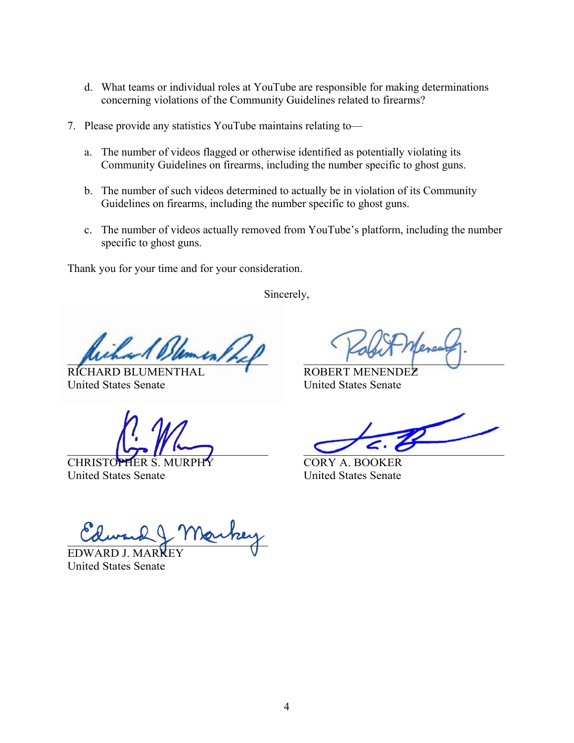d. What teams or individual roles at YouTube are responsible for making determinations concerning violations of the Community Guidelines related to firearms?

7. Please provide any statistics YouTube maintains relating to—

   a. The number of videos flagged or otherwise identified as potentially violating its Community Guidelines on firearms, including the number specific to ghost guns.

   b. The number of such videos determined to actually be in violation of its Community Guidelines on firearms, including the number specific to ghost guns.

   c. The number of videos actually removed from YouTube's platform, including the number specific to ghost guns.

Thank you for your time and for your consideration.

Sincerely,

RICHARD BLUMENTHAL
United States Senate

ROBERT MENENDEZ
United States Senate

CHRISTOPHER S. MURPHY
United States Senate

CORY A. BOOKER
United States Senate

EDWARD J. MARKEY
United States Senate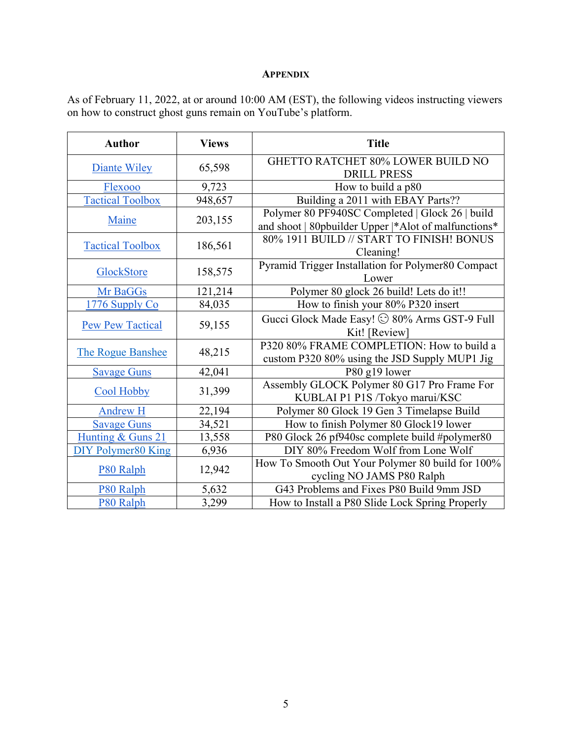## APPENDIX

As of February 11, 2022, at or around 10:00 AM (EST), the following videos instructing viewers on how to construct ghost guns remain on YouTube's platform.

| Author | Views | Title |
|---|---|---|
| Diante Wiley | 65,598 | GHETTO RATCHET 80% LOWER BUILD NO DRILL PRESS |
| Flexooo | 9,723 | How to build a p80 |
| Tactical Toolbox | 948,657 | Building a 2011 with EBAY Parts?? |
| Maine | 203,155 | Polymer 80 PF940SC Completed \| Glock 26 \| build and shoot \| 80pbuilder Upper \|*Alot of malfunctions* |
| Tactical Toolbox | 186,561 | 80% 1911 BUILD // START TO FINISH! BONUS Cleaning! |
| GlockStore | 158,575 | Pyramid Trigger Installation for Polymer80 Compact Lower |
| Mr BaGGs | 121,214 | Polymer 80 glock 26 build! Lets do it!! |
| 1776 Supply Co | 84,035 | How to finish your 80% P320 insert |
| Pew Pew Tactical | 59,155 | Gucci Glock Made Easy! 😌 80% Arms GST-9 Full Kit! [Review] |
| The Rogue Banshee | 48,215 | P320 80% FRAME COMPLETION: How to build a custom P320 80% using the JSD Supply MUP1 Jig |
| Savage Guns | 42,041 | P80 g19 lower |
| Cool Hobby | 31,399 | Assembly GLOCK Polymer 80 G17 Pro Frame For KUBLAI P1 P1S /Tokyo marui/KSC |
| Andrew H | 22,194 | Polymer 80 Glock 19 Gen 3 Timelapse Build |
| Savage Guns | 34,521 | How to finish Polymer 80 Glock19 lower |
| Hunting & Guns 21 | 13,558 | P80 Glock 26 pf940sc complete build #polymer80 |
| DIY Polymer80 King | 6,936 | DIY 80% Freedom Wolf from Lone Wolf |
| P80 Ralph | 12,942 | How To Smooth Out Your Polymer 80 build for 100% cycling NO JAMS P80 Ralph |
| P80 Ralph | 5,632 | G43 Problems and Fixes P80 Build 9mm JSD |
| P80 Ralph | 3,299 | How to Install a P80 Slide Lock Spring Properly |